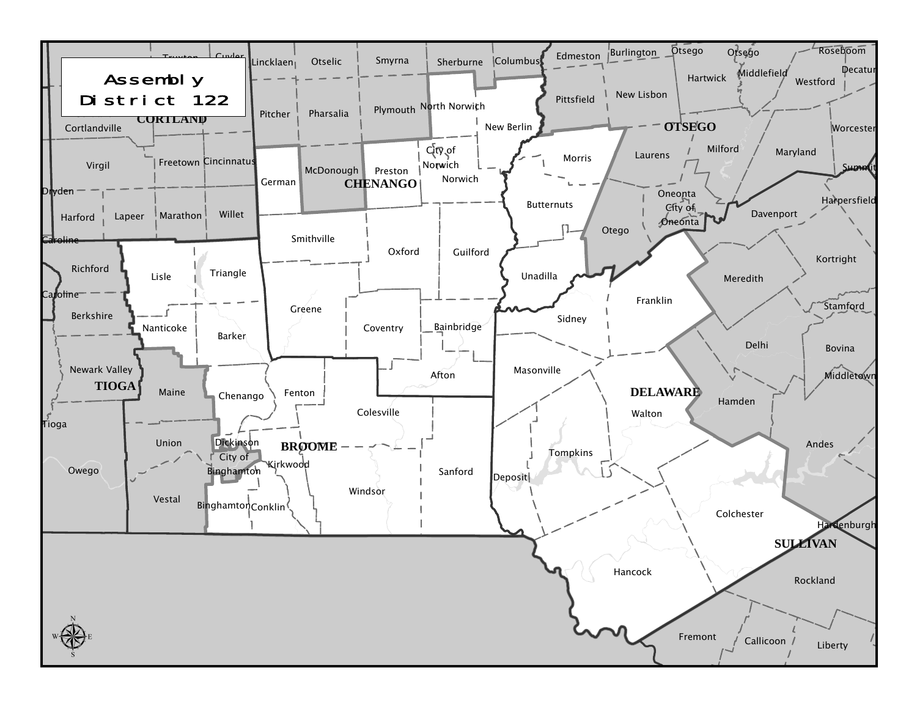# Assembly District 122

CORTLAND

Truxton, Cuyler, Cortlandville, Virgil, Freetown, Cincinnatus, Dryden, Harford, Lapeer, Marathon, Willet, Caroline

CHENANGO

Lincklaen, Otselic, Smyrna, Sherburne, Columbus, Pitcher, Pharsalia, Plymouth, North Norwich, New Berlin, German, McDonough, Preston, City of Norwich, Norwich, Smithville, Oxford, Guilford, Greene, Coventry, Bainbridge, Afton

OTSEGO

Edmeston, Burlington, Otsego, Roseboom, Decatur, Hartwick, Middlefield, Westford, Pittsfield, New Lisbon, Worcester, Laurens, Milford, Maryland, Morris, Summit, Oneonta, City of Oneonta, Butternuts, Harpersfield, Otego, Davenport, Unadilla

TIOGA

Richford, Caroline, Berkshire, Newark Valley, Tioga, Owego

BROOME

Lisle, Triangle, Nanticoke, Barker, Maine, Chenango, Fenton, Colesville, Union, Dickinson, City of Binghamton, Kirkwood, Sanford, Vestal, Windsor, Binghamton, Conklin

DELAWARE

Kortright, Meredith, Franklin, Sidney, Stamford, Delhi, Bovina, Masonville, Middletown, Hamden, Walton, Andes, Tompkins, Deposit, Colchester, Hancock

SULLIVAN

Hardenburgh, Rockland, Fremont, Callicoon, Liberty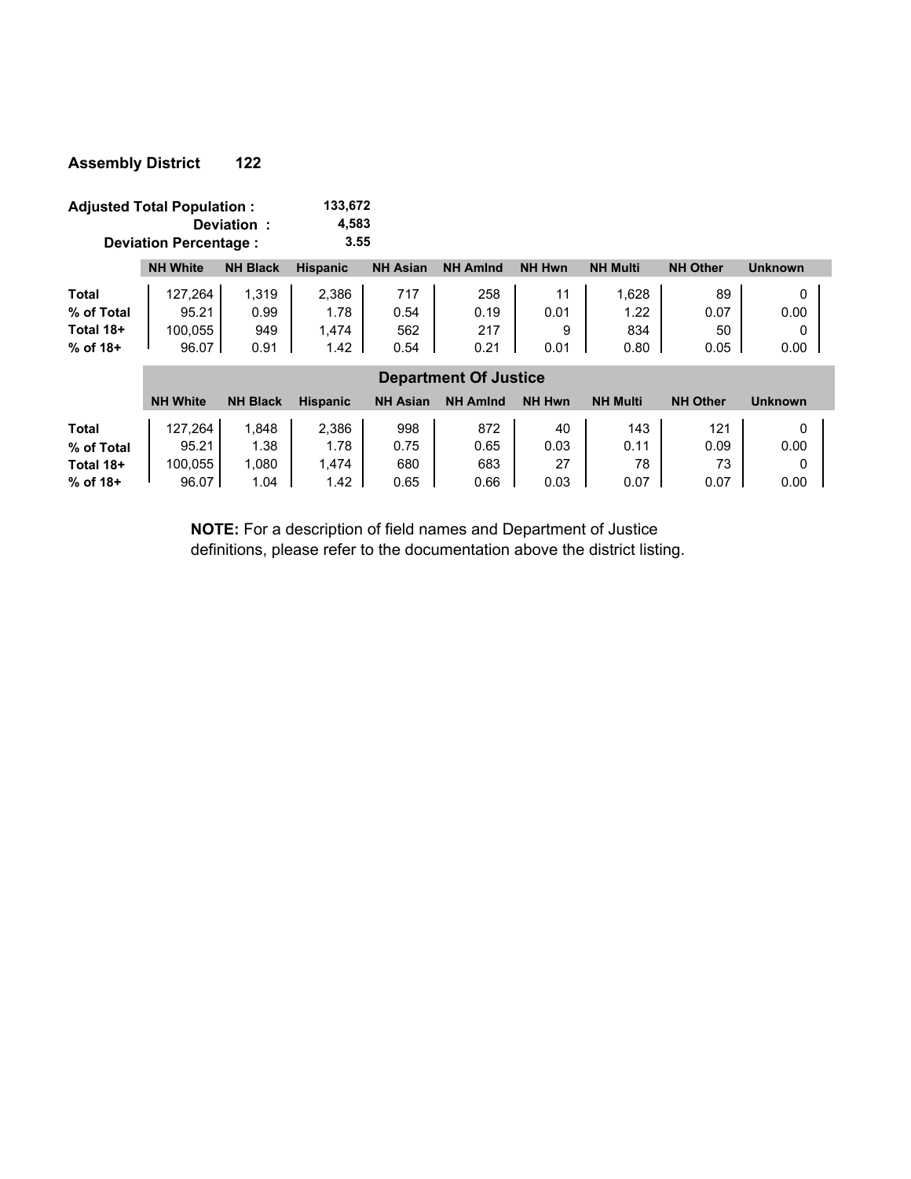**Assembly District 122**

**Adjusted Total Population :** 133,672
**Deviation :** 4,583
**Deviation Percentage :** 3.55

| | NH White | NH Black | Hispanic | NH Asian | NH AmInd | NH Hwn | NH Multi | NH Other | Unknown |
|---|---|---|---|---|---|---|---|---|---|
| **Total** | 127,264 | 1,319 | 2,386 | 717 | 258 | 11 | 1,628 | 89 | 0 |
| **% of Total** | 95.21 | 0.99 | 1.78 | 0.54 | 0.19 | 0.01 | 1.22 | 0.07 | 0.00 |
| **Total 18+** | 100,055 | 949 | 1,474 | 562 | 217 | 9 | 834 | 50 | 0 |
| **% of 18+** | 96.07 | 0.91 | 1.42 | 0.54 | 0.21 | 0.01 | 0.80 | 0.05 | 0.00 |

**Department Of Justice**

| | NH White | NH Black | Hispanic | NH Asian | NH AmInd | NH Hwn | NH Multi | NH Other | Unknown |
|---|---|---|---|---|---|---|---|---|---|
| **Total** | 127,264 | 1,848 | 2,386 | 998 | 872 | 40 | 143 | 121 | 0 |
| **% of Total** | 95.21 | 1.38 | 1.78 | 0.75 | 0.65 | 0.03 | 0.11 | 0.09 | 0.00 |
| **Total 18+** | 100,055 | 1,080 | 1,474 | 680 | 683 | 27 | 78 | 73 | 0 |
| **% of 18+** | 96.07 | 1.04 | 1.42 | 0.65 | 0.66 | 0.03 | 0.07 | 0.07 | 0.00 |

**NOTE:** For a description of field names and Department of Justice definitions, please refer to the documentation above the district listing.